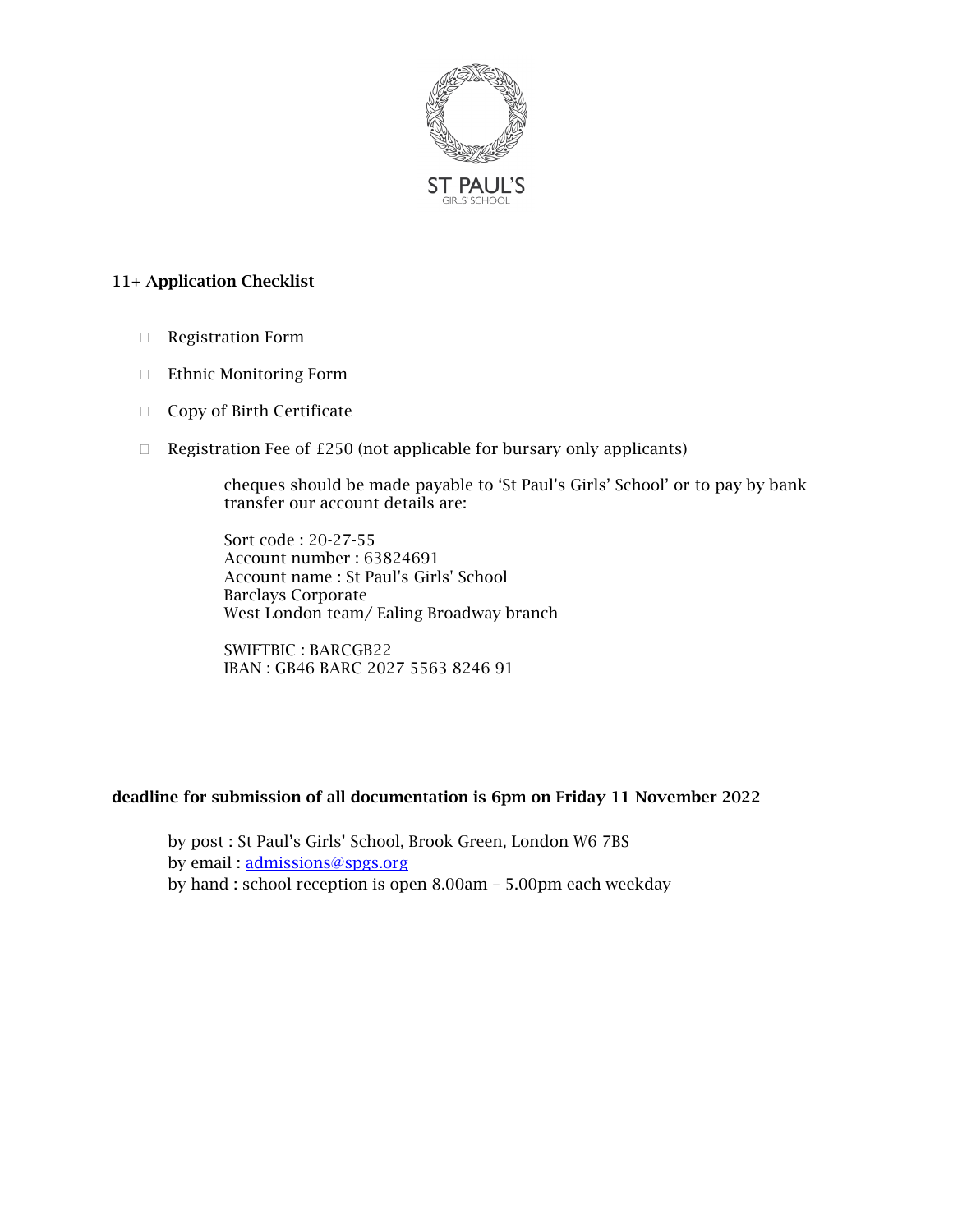ST PAUL'S
GIRLS' SCHOOL

## 11+ Application Checklist

- ☐ Registration Form
- ☐ Ethnic Monitoring Form
- ☐ Copy of Birth Certificate
- ☐ Registration Fee of £250 (not applicable for bursary only applicants)

  cheques should be made payable to 'St Paul's Girls' School' or to pay by bank transfer our account details are:

  Sort code : 20-27-55
  Account number : 63824691
  Account name : St Paul's Girls' School
  Barclays Corporate
  West London team/ Ealing Broadway branch

  SWIFTBIC : BARCGB22
  IBAN : GB46 BARC 2027 5563 8246 91

**deadline for submission of all documentation is 6pm on Friday 11 November 2022**

by post : St Paul's Girls' School, Brook Green, London W6 7BS
by email : admissions@spgs.org
by hand : school reception is open 8.00am – 5.00pm each weekday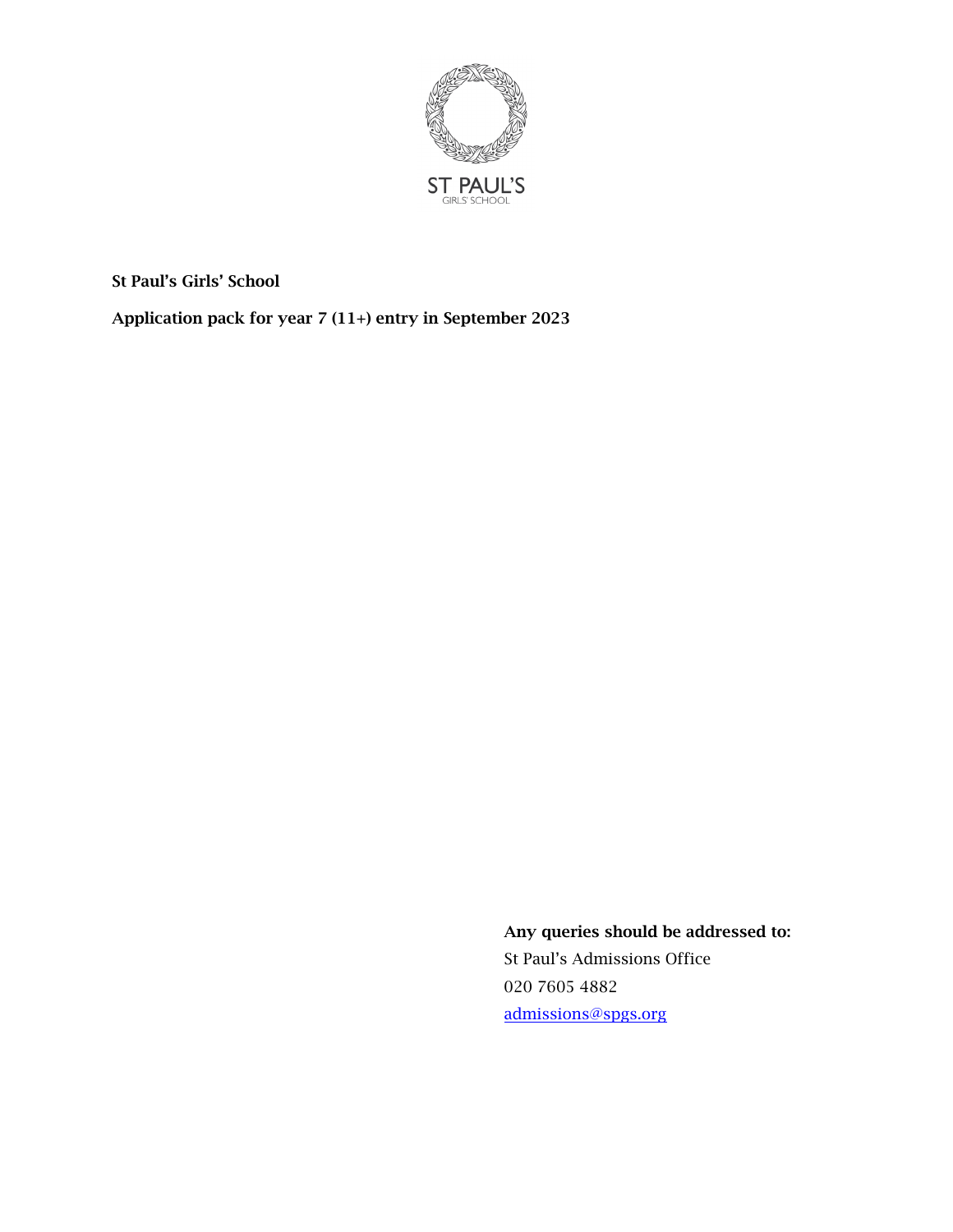ST PAUL'S
GIRLS' SCHOOL

**St Paul's Girls' School**

**Application pack for year 7 (11+) entry in September 2023**

**Any queries should be addressed to:**

St Paul's Admissions Office

020 7605 4882

admissions@spgs.org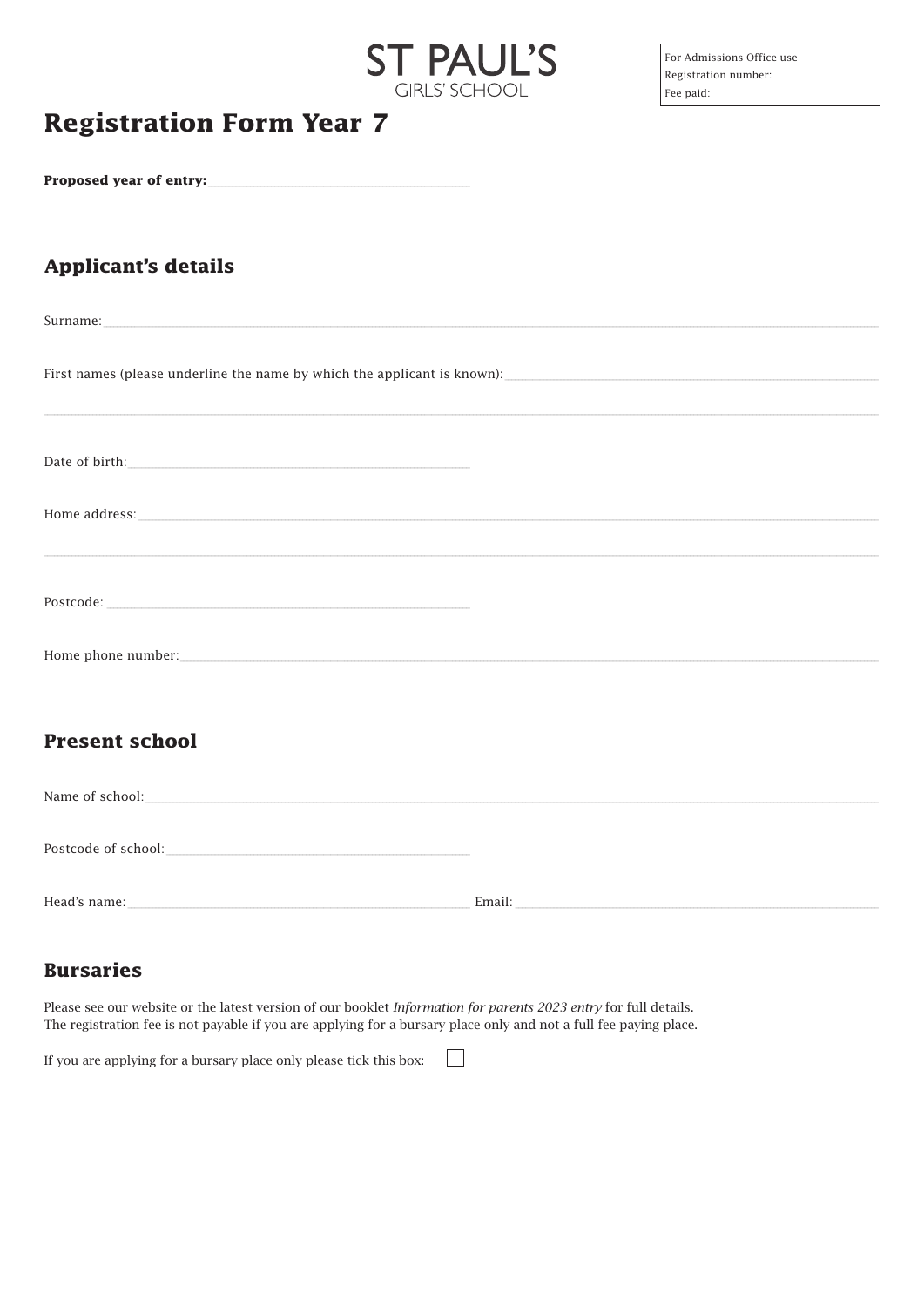ST PAUL'S
GIRLS' SCHOOL

For Admissions Office use
Registration number:
Fee paid:

# Registration Form Year 7

**Proposed year of entry:** ____________________

## Applicant's details

Surname: ____________________

First names (please underline the name by which the applicant is known): ____________________

____________________

Date of birth: ____________________

Home address: ____________________

____________________

Postcode: ____________________

Home phone number: ____________________

## Present school

Name of school: ____________________

Postcode of school: ____________________

Head's name: ____________________ Email: ____________________

## Bursaries

Please see our website or the latest version of our booklet *Information for parents 2023 entry* for full details.
The registration fee is not payable if you are applying for a bursary place only and not a full fee paying place.

If you are applying for a bursary place only please tick this box: ☐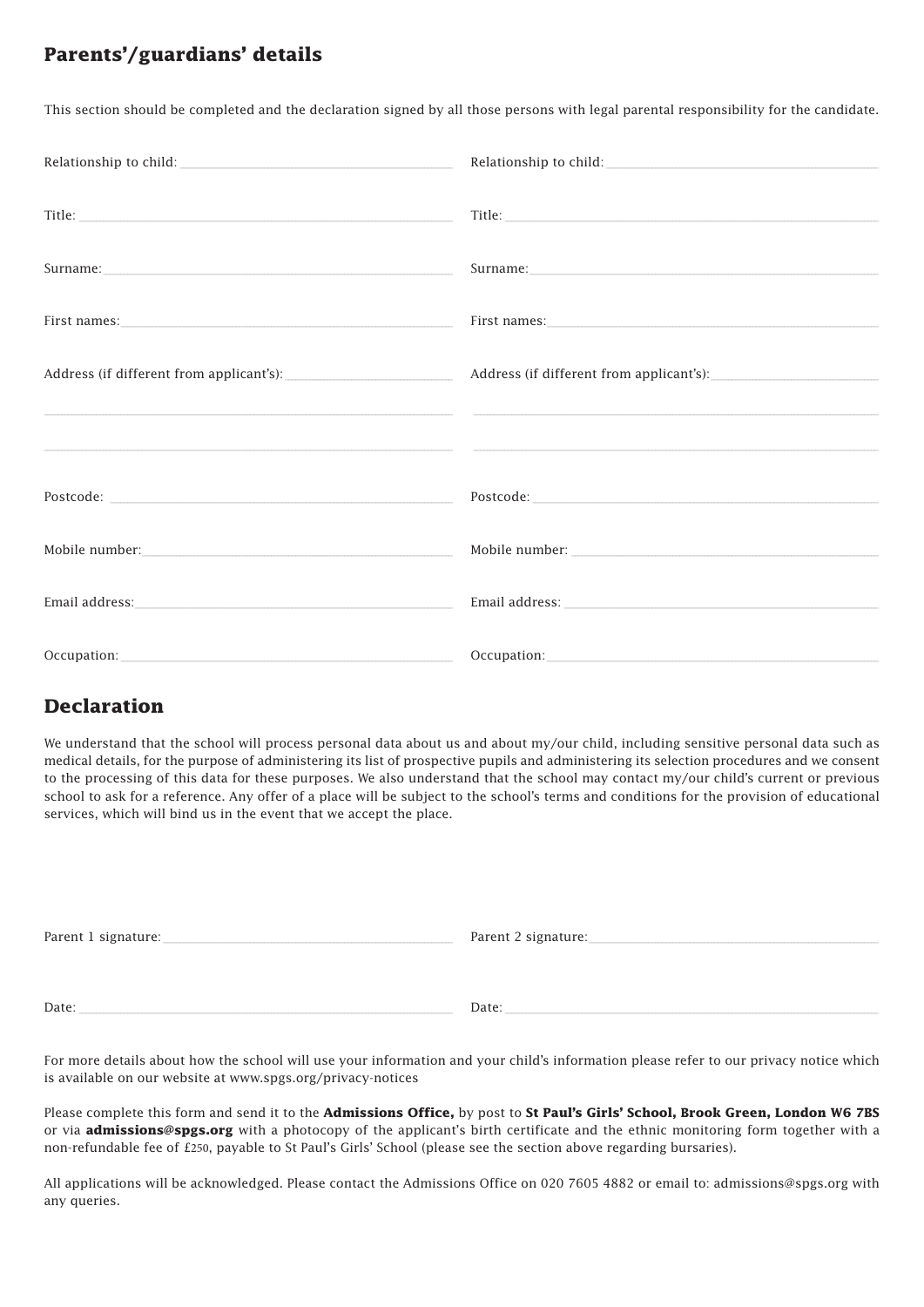## Parents'/guardians' details

This section should be completed and the declaration signed by all those persons with legal parental responsibility for the candidate.

Relationship to child: \_\_\_\_\_\_\_\_\_\_\_\_\_\_\_\_\_\_\_\_ Relationship to child: \_\_\_\_\_\_\_\_\_\_\_\_\_\_\_\_\_\_\_\_

Title: \_\_\_\_\_\_\_\_\_\_\_\_\_\_\_\_\_\_\_\_ Title: \_\_\_\_\_\_\_\_\_\_\_\_\_\_\_\_\_\_\_\_

Surname: \_\_\_\_\_\_\_\_\_\_\_\_\_\_\_\_\_\_\_\_ Surname: \_\_\_\_\_\_\_\_\_\_\_\_\_\_\_\_\_\_\_\_

First names: \_\_\_\_\_\_\_\_\_\_\_\_\_\_\_\_\_\_\_\_ First names: \_\_\_\_\_\_\_\_\_\_\_\_\_\_\_\_\_\_\_\_

Address (if different from applicant's): \_\_\_\_\_\_\_\_\_\_\_\_\_\_\_\_\_\_\_\_ Address (if different from applicant's): \_\_\_\_\_\_\_\_\_\_\_\_\_\_\_\_\_\_\_\_

Postcode: \_\_\_\_\_\_\_\_\_\_\_\_\_\_\_\_\_\_\_\_ Postcode: \_\_\_\_\_\_\_\_\_\_\_\_\_\_\_\_\_\_\_\_

Mobile number: \_\_\_\_\_\_\_\_\_\_\_\_\_\_\_\_\_\_\_\_ Mobile number: \_\_\_\_\_\_\_\_\_\_\_\_\_\_\_\_\_\_\_\_

Email address: \_\_\_\_\_\_\_\_\_\_\_\_\_\_\_\_\_\_\_\_ Email address: \_\_\_\_\_\_\_\_\_\_\_\_\_\_\_\_\_\_\_\_

Occupation: \_\_\_\_\_\_\_\_\_\_\_\_\_\_\_\_\_\_\_\_ Occupation: \_\_\_\_\_\_\_\_\_\_\_\_\_\_\_\_\_\_\_\_

## Declaration

We understand that the school will process personal data about us and about my/our child, including sensitive personal data such as medical details, for the purpose of administering its list of prospective pupils and administering its selection procedures and we consent to the processing of this data for these purposes. We also understand that the school may contact my/our child's current or previous school to ask for a reference. Any offer of a place will be subject to the school's terms and conditions for the provision of educational services, which will bind us in the event that we accept the place.

Parent 1 signature: \_\_\_\_\_\_\_\_\_\_\_\_\_\_\_\_\_\_\_\_ Parent 2 signature: \_\_\_\_\_\_\_\_\_\_\_\_\_\_\_\_\_\_\_\_

Date: \_\_\_\_\_\_\_\_\_\_\_\_\_\_\_\_\_\_\_\_ Date: \_\_\_\_\_\_\_\_\_\_\_\_\_\_\_\_\_\_\_\_

For more details about how the school will use your information and your child's information please refer to our privacy notice which is available on our website at www.spgs.org/privacy-notices

Please complete this form and send it to the **Admissions Office,** by post to **St Paul's Girls' School, Brook Green, London W6 7BS** or via **admissions@spgs.org** with a photocopy of the applicant's birth certificate and the ethnic monitoring form together with a non-refundable fee of £250, payable to St Paul's Girls' School (please see the section above regarding bursaries).

All applications will be acknowledged. Please contact the Admissions Office on 020 7605 4882 or email to: admissions@spgs.org with any queries.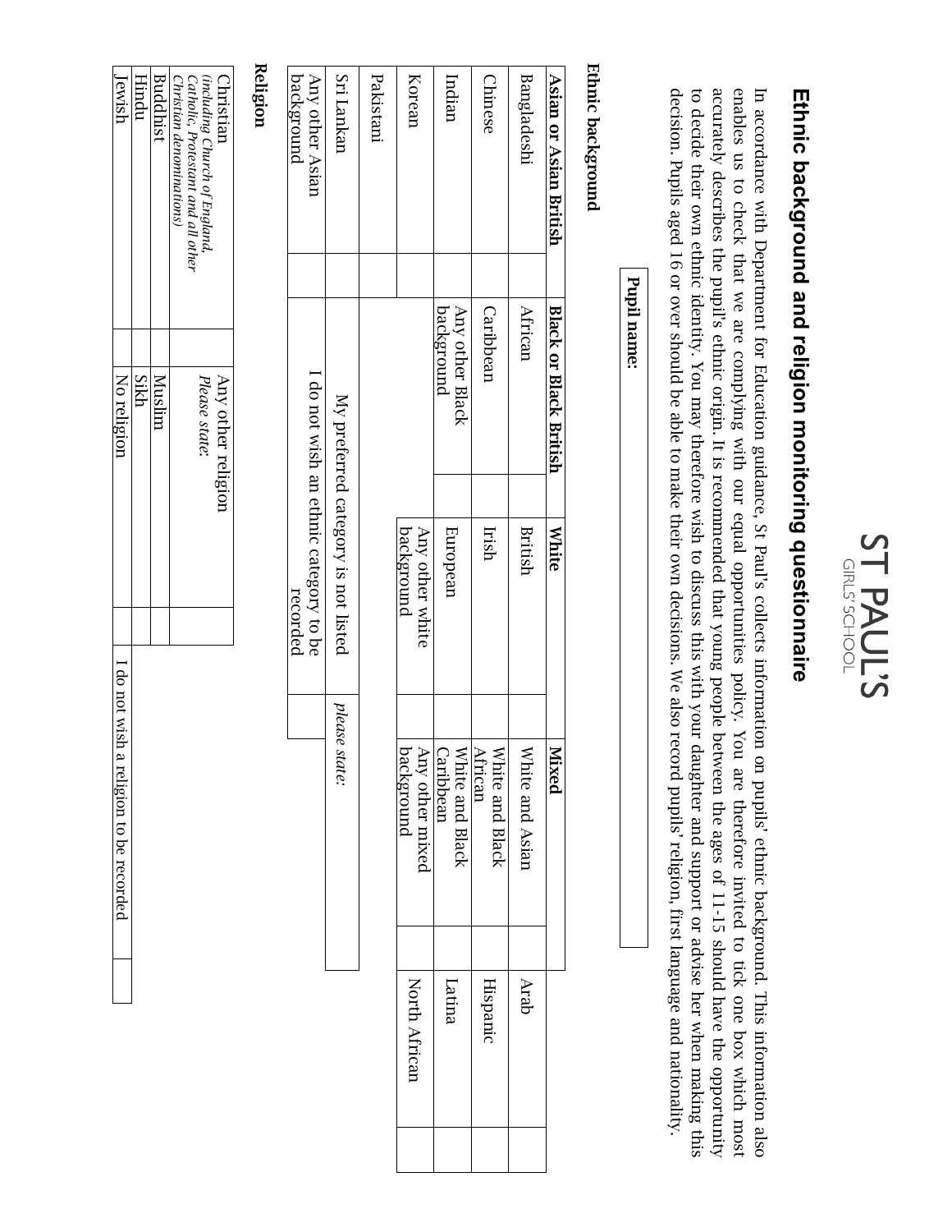ST PAUL'S
GIRLS' SCHOOL

## Ethnic background and religion monitoring questionnaire

In accordance with Department for Education guidance, St Paul's collects information on pupils' ethnic background. This information also enables us to check that we are complying with our equal opportunities policy. You are therefore invited to tick one box which most accurately describes the pupil's ethnic origin. It is recommended that young people between the ages of 11-15 should have the opportunity to decide their own ethnic identity. You may therefore wish to discuss this with your daughter and support or advise her when making this decision. Pupils aged 16 or over should be able to make their own decisions. We also record pupils' religion, first language and nationality.

**Pupil name:**

### Ethnic background

| **Asian or Asian British** | | **Black or Black British** | | **White** | | **Mixed** | | | |
|---|---|---|---|---|---|---|---|---|---|
| Bangladeshi | | African | | British | | White and Asian | | Arab | |
| Chinese | | Caribbean | | Irish | | White and Black African | | Hispanic | |
| Indian | | Any other Black background | | European | | White and Black Caribbean | | Latina | |
| Korean | | | | Any other white background | | Any other mixed background | | North African | |
| Pakistani | | | | | | | | | |
| Sri Lankan | | My preferred category is not listed | | | | *please state:* | | | |
| Any other Asian background | | I do not wish an ethnic category to be recorded | | | | | | | |

### Religion

| | | | |
|---|---|---|---|
| Christian *(including Church of England, Catholic, Protestant and all other Christian denominations)* | | Any other religion *Please state:* | |
| Buddhist | | Muslim | |
| Hindu | | Sikh | |
| Jewish | | No religion | |
| | | I do not wish a religion to be recorded | |